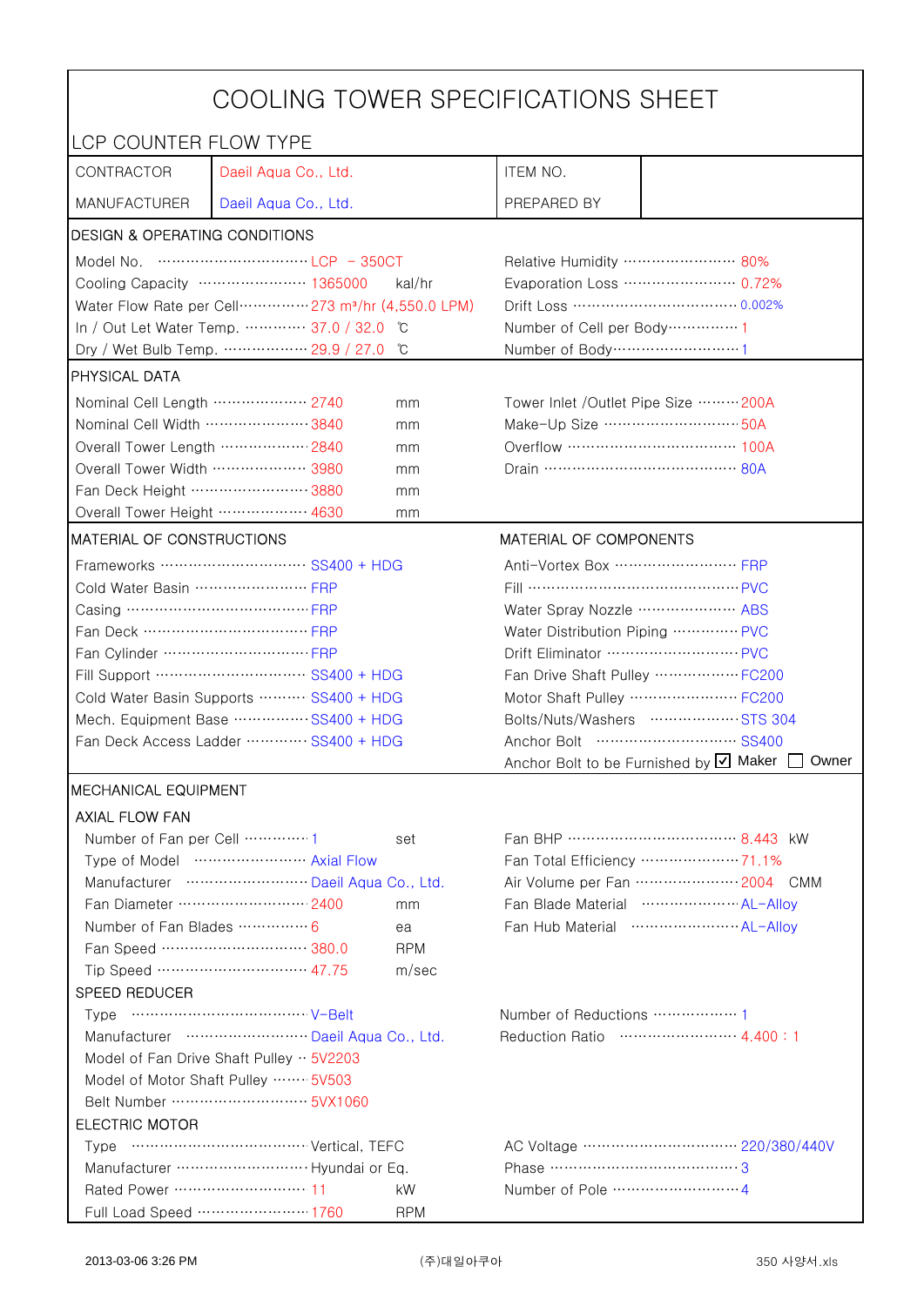# COOLING TOWER SPECIFICATIONS SHEET

LCP COUNTER FLOW TYPE

| CONTRACTOR | Daeil Aqua Co., Ltd. | ITEM NO. | |
|---|---|---|---|
| MANUFACTURER | Daeil Aqua Co., Ltd. | PREPARED BY | |

## DESIGN & OPERATING CONDITIONS

| | | | |
|---|---|---|---|
| Model No. | LCP − 350CT | Relative Humidity | 80% |
| Cooling Capacity | 1365000 kal/hr | Evaporation Loss | 0.72% |
| Water Flow Rate per Cell | 273 m³/hr (4,550.0 LPM) | Drift Loss | 0.002% |
| In / Out Let Water Temp. | 37.0 / 32.0 ℃ | Number of Cell per Body | 1 |
| Dry / Wet Bulb Temp. | 29.9 / 27.0 ℃ | Number of Body | 1 |

## PHYSICAL DATA

| | | | |
|---|---|---|---|
| Nominal Cell Length | 2740 mm | Tower Inlet /Outlet Pipe Size | 200A |
| Nominal Cell Width | 3840 mm | Make-Up Size | 50A |
| Overall Tower Length | 2840 mm | Overflow | 100A |
| Overall Tower Width | 3980 mm | Drain | 80A |
| Fan Deck Height | 3880 mm | | |
| Overall Tower Height | 4630 mm | | |

## MATERIAL OF CONSTRUCTIONS / MATERIAL OF COMPONENTS

| MATERIAL OF CONSTRUCTIONS | | MATERIAL OF COMPONENTS | |
|---|---|---|---|
| Frameworks | SS400 + HDG | Anti-Vortex Box | FRP |
| Cold Water Basin | FRP | Fill | PVC |
| Casing | FRP | Water Spray Nozzle | ABS |
| Fan Deck | FRP | Water Distribution Piping | PVC |
| Fan Cylinder | FRP | Drift Eliminator | PVC |
| Fill Support | SS400 + HDG | Fan Drive Shaft Pulley | FC200 |
| Cold Water Basin Supports | SS400 + HDG | Motor Shaft Pulley | FC200 |
| Mech. Equipment Base | SS400 + HDG | Bolts/Nuts/Washers | STS 304 |
| Fan Deck Access Ladder | SS400 + HDG | Anchor Bolt | SS400 |
| | | Anchor Bolt to be Furnished by | ☑ Maker ☐ Owner |

## MECHANICAL EQUIPMENT

### AXIAL FLOW FAN

| | | | |
|---|---|---|---|
| Number of Fan per Cell | 1 set | Fan BHP | 8.443 kW |
| Type of Model | Axial Flow | Fan Total Efficiency | 71.1% |
| Manufacturer | Daeil Aqua Co., Ltd. | Air Volume per Fan | 2004 CMM |
| Fan Diameter | 2400 mm | Fan Blade Material | AL-Alloy |
| Number of Fan Blades | 6 ea | Fan Hub Material | AL-Alloy |
| Fan Speed | 380.0 RPM | | |
| Tip Speed | 47.75 m/sec | | |

### SPEED REDUCER

| | | | |
|---|---|---|---|
| Type | V-Belt | Number of Reductions | 1 |
| Manufacturer | Daeil Aqua Co., Ltd. | Reduction Ratio | 4.400 : 1 |
| Model of Fan Drive Shaft Pulley | 5V2203 | | |
| Model of Motor Shaft Pulley | 5V503 | | |
| Belt Number | 5VX1060 | | |

### ELECTRIC MOTOR

| | | | |
|---|---|---|---|
| Type | Vertical, TEFC | AC Voltage | 220/380/440V |
| Manufacturer | Hyundai or Eq. | Phase | 3 |
| Rated Power | 11 kW | Number of Pole | 4 |
| Full Load Speed | 1760 RPM | | |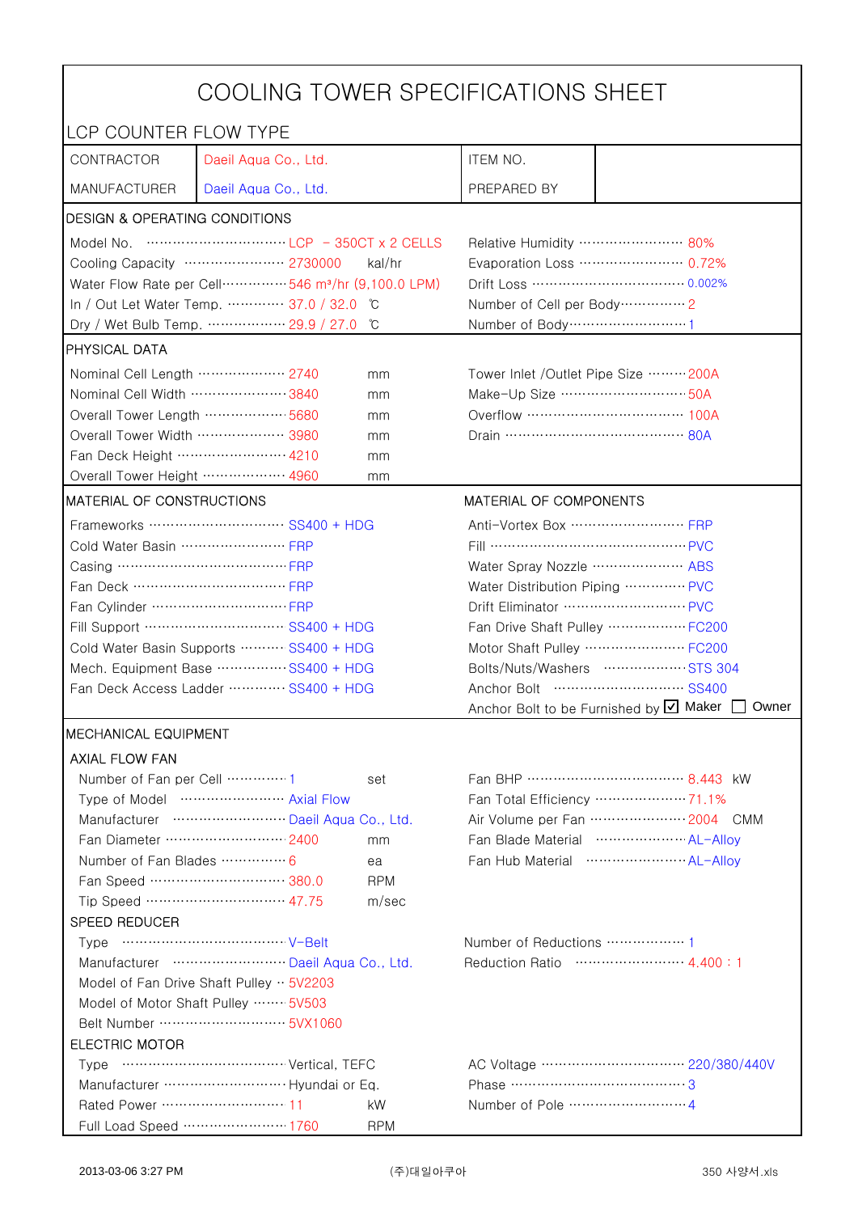# COOLING TOWER SPECIFICATIONS SHEET

## LCP COUNTER FLOW TYPE

| CONTRACTOR | Daeil Aqua Co., Ltd. | ITEM NO. | |
|---|---|---|---|
| MANUFACTURER | Daeil Aqua Co., Ltd. | PREPARED BY | |

### DESIGN & OPERATING CONDITIONS

| | | | | |
|---|---|---|---|---|
| Model No. | LCP - 350CT x 2 CELLS | | Relative Humidity | 80% |
| Cooling Capacity | 2730000 | kal/hr | Evaporation Loss | 0.72% |
| Water Flow Rate per Cell | 546 m³/hr (9,100.0 LPM) | | Drift Loss | 0.002% |
| In / Out Let Water Temp. | 37.0 / 32.0 | ℃ | Number of Cell per Body | 2 |
| Dry / Wet Bulb Temp. | 29.9 / 27.0 | ℃ | Number of Body | 1 |

### PHYSICAL DATA

| | | | | |
|---|---|---|---|---|
| Nominal Cell Length | 2740 | mm | Tower Inlet /Outlet Pipe Size | 200A |
| Nominal Cell Width | 3840 | mm | Make-Up Size | 50A |
| Overall Tower Length | 5680 | mm | Overflow | 100A |
| Overall Tower Width | 3980 | mm | Drain | 80A |
| Fan Deck Height | 4210 | mm | | |
| Overall Tower Height | 4960 | mm | | |

### MATERIAL OF CONSTRUCTIONS / MATERIAL OF COMPONENTS

| MATERIAL OF CONSTRUCTIONS | | MATERIAL OF COMPONENTS | |
|---|---|---|---|
| Frameworks | SS400 + HDG | Anti-Vortex Box | FRP |
| Cold Water Basin | FRP | Fill | PVC |
| Casing | FRP | Water Spray Nozzle | ABS |
| Fan Deck | FRP | Water Distribution Piping | PVC |
| Fan Cylinder | FRP | Drift Eliminator | PVC |
| Fill Support | SS400 + HDG | Fan Drive Shaft Pulley | FC200 |
| Cold Water Basin Supports | SS400 + HDG | Motor Shaft Pulley | FC200 |
| Mech. Equipment Base | SS400 + HDG | Bolts/Nuts/Washers | STS 304 |
| Fan Deck Access Ladder | SS400 + HDG | Anchor Bolt | SS400 |
| | | Anchor Bolt to be Furnished by | ☑ Maker ☐ Owner |

### MECHANICAL EQUIPMENT

#### AXIAL FLOW FAN

| | | | | | |
|---|---|---|---|---|---|
| Number of Fan per Cell | 1 | set | Fan BHP | 8.443 | kW |
| Type of Model | Axial Flow | | Fan Total Efficiency | 71.1% | |
| Manufacturer | Daeil Aqua Co., Ltd. | | Air Volume per Fan | 2004 | CMM |
| Fan Diameter | 2400 | mm | Fan Blade Material | AL-Alloy | |
| Number of Fan Blades | 6 | ea | Fan Hub Material | AL-Alloy | |
| Fan Speed | 380.0 | RPM | | | |
| Tip Speed | 47.75 | m/sec | | | |

#### SPEED REDUCER

| | | | |
|---|---|---|---|
| Type | V-Belt | Number of Reductions | 1 |
| Manufacturer | Daeil Aqua Co., Ltd. | Reduction Ratio | 4.400 : 1 |
| Model of Fan Drive Shaft Pulley | 5V2203 | | |
| Model of Motor Shaft Pulley | 5V503 | | |
| Belt Number | 5VX1060 | | |

#### ELECTRIC MOTOR

| | | | | |
|---|---|---|---|---|
| Type | Vertical, TEFC | | AC Voltage | 220/380/440V |
| Manufacturer | Hyundai or Eq. | | Phase | 3 |
| Rated Power | 11 | kW | Number of Pole | 4 |
| Full Load Speed | 1760 | RPM | | |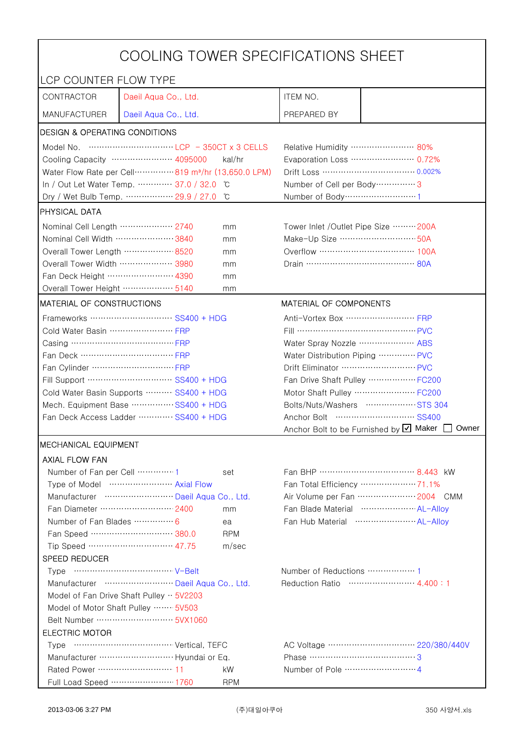# COOLING TOWER SPECIFICATIONS SHEET

LCP COUNTER FLOW TYPE

| CONTRACTOR | Daeil Aqua Co., Ltd. | ITEM NO. | |
|---|---|---|---|
| MANUFACTURER | Daeil Aqua Co., Ltd. | PREPARED BY | |

## DESIGN & OPERATING CONDITIONS

| | | | |
|---|---|---|---|
| Model No. | LCP - 350CT x 3 CELLS | Relative Humidity | 80% |
| Cooling Capacity | 4095000 kal/hr | Evaporation Loss | 0.72% |
| Water Flow Rate per Cell | 819 m³/hr (13,650.0 LPM) | Drift Loss | 0.002% |
| In / Out Let Water Temp. | 37.0 / 32.0 ℃ | Number of Cell per Body | 3 |
| Dry / Wet Bulb Temp. | 29.9 / 27.0 ℃ | Number of Body | 1 |

## PHYSICAL DATA

| | | | |
|---|---|---|---|
| Nominal Cell Length | 2740 mm | Tower Inlet /Outlet Pipe Size | 200A |
| Nominal Cell Width | 3840 mm | Make-Up Size | 50A |
| Overall Tower Length | 8520 mm | Overflow | 100A |
| Overall Tower Width | 3980 mm | Drain | 80A |
| Fan Deck Height | 4390 mm | | |
| Overall Tower Height | 5140 mm | | |

## MATERIAL OF CONSTRUCTIONS / MATERIAL OF COMPONENTS

| MATERIAL OF CONSTRUCTIONS | | MATERIAL OF COMPONENTS | |
|---|---|---|---|
| Frameworks | SS400 + HDG | Anti-Vortex Box | FRP |
| Cold Water Basin | FRP | Fill | PVC |
| Casing | FRP | Water Spray Nozzle | ABS |
| Fan Deck | FRP | Water Distribution Piping | PVC |
| Fan Cylinder | FRP | Drift Eliminator | PVC |
| Fill Support | SS400 + HDG | Fan Drive Shaft Pulley | FC200 |
| Cold Water Basin Supports | SS400 + HDG | Motor Shaft Pulley | FC200 |
| Mech. Equipment Base | SS400 + HDG | Bolts/Nuts/Washers | STS 304 |
| Fan Deck Access Ladder | SS400 + HDG | Anchor Bolt | SS400 |
| | | Anchor Bolt to be Furnished by | ☑ Maker ☐ Owner |

## MECHANICAL EQUIPMENT

### AXIAL FLOW FAN

| | | | |
|---|---|---|---|
| Number of Fan per Cell | 1 set | Fan BHP | 8.443 kW |
| Type of Model | Axial Flow | Fan Total Efficiency | 71.1% |
| Manufacturer | Daeil Aqua Co., Ltd. | Air Volume per Fan | 2004 CMM |
| Fan Diameter | 2400 mm | Fan Blade Material | AL-Alloy |
| Number of Fan Blades | 6 ea | Fan Hub Material | AL-Alloy |
| Fan Speed | 380.0 RPM | | |
| Tip Speed | 47.75 m/sec | | |

### SPEED REDUCER

| | | | |
|---|---|---|---|
| Type | V-Belt | Number of Reductions | 1 |
| Manufacturer | Daeil Aqua Co., Ltd. | Reduction Ratio | 4.400 : 1 |
| Model of Fan Drive Shaft Pulley | 5V2203 | | |
| Model of Motor Shaft Pulley | 5V503 | | |
| Belt Number | 5VX1060 | | |

### ELECTRIC MOTOR

| | | | |
|---|---|---|---|
| Type | Vertical, TEFC | AC Voltage | 220/380/440V |
| Manufacturer | Hyundai or Eq. | Phase | 3 |
| Rated Power | 11 kW | Number of Pole | 4 |
| Full Load Speed | 1760 RPM | | |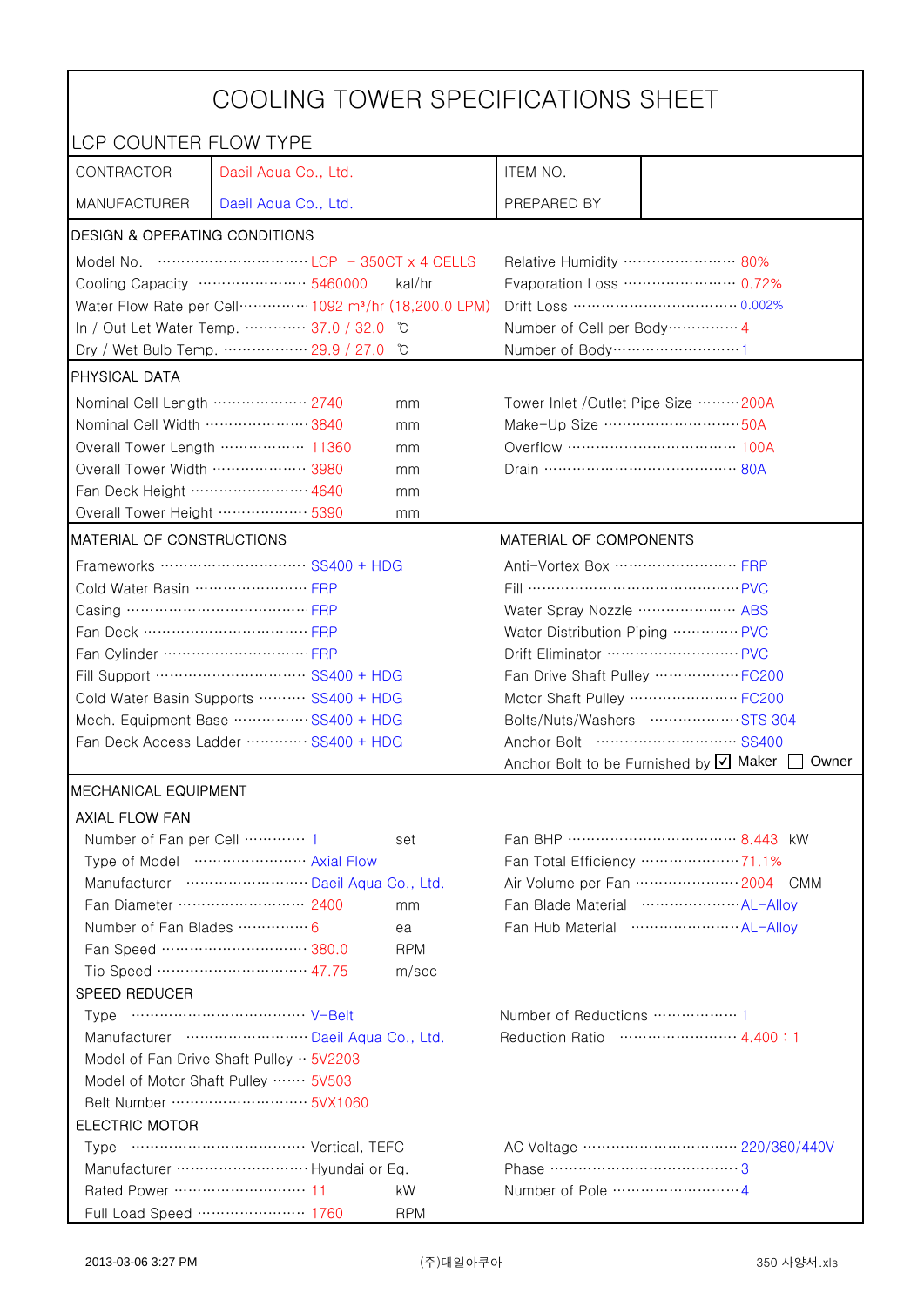# COOLING TOWER SPECIFICATIONS SHEET

## LCP COUNTER FLOW TYPE

| CONTRACTOR | Daeil Aqua Co., Ltd. | ITEM NO. | |
|---|---|---|---|
| MANUFACTURER | Daeil Aqua Co., Ltd. | PREPARED BY | |

### DESIGN & OPERATING CONDITIONS

| | | | | |
|---|---|---|---|---|
| Model No. | LCP - 350CT x 4 CELLS | | Relative Humidity | 80% |
| Cooling Capacity | 5460000 | kal/hr | Evaporation Loss | 0.72% |
| Water Flow Rate per Cell | 1092 m³/hr (18,200.0 LPM) | | Drift Loss | 0.002% |
| In / Out Let Water Temp. | 37.0 / 32.0 | ℃ | Number of Cell per Body | 4 |
| Dry / Wet Bulb Temp. | 29.9 / 27.0 | ℃ | Number of Body | 1 |

### PHYSICAL DATA

| | | | | |
|---|---|---|---|---|
| Nominal Cell Length | 2740 | mm | Tower Inlet /Outlet Pipe Size | 200A |
| Nominal Cell Width | 3840 | mm | Make-Up Size | 50A |
| Overall Tower Length | 11360 | mm | Overflow | 100A |
| Overall Tower Width | 3980 | mm | Drain | 80A |
| Fan Deck Height | 4640 | mm | | |
| Overall Tower Height | 5390 | mm | | |

### MATERIAL OF CONSTRUCTIONS / MATERIAL OF COMPONENTS

| MATERIAL OF CONSTRUCTIONS | | MATERIAL OF COMPONENTS | |
|---|---|---|---|
| Frameworks | SS400 + HDG | Anti-Vortex Box | FRP |
| Cold Water Basin | FRP | Fill | PVC |
| Casing | FRP | Water Spray Nozzle | ABS |
| Fan Deck | FRP | Water Distribution Piping | PVC |
| Fan Cylinder | FRP | Drift Eliminator | PVC |
| Fill Support | SS400 + HDG | Fan Drive Shaft Pulley | FC200 |
| Cold Water Basin Supports | SS400 + HDG | Motor Shaft Pulley | FC200 |
| Mech. Equipment Base | SS400 + HDG | Bolts/Nuts/Washers | STS 304 |
| Fan Deck Access Ladder | SS400 + HDG | Anchor Bolt | SS400 |
| | | Anchor Bolt to be Furnished by | ☑ Maker ☐ Owner |

### MECHANICAL EQUIPMENT

#### AXIAL FLOW FAN

| | | | | | |
|---|---|---|---|---|---|
| Number of Fan per Cell | 1 | set | Fan BHP | 8.443 | kW |
| Type of Model | Axial Flow | | Fan Total Efficiency | 71.1% | |
| Manufacturer | Daeil Aqua Co., Ltd. | | Air Volume per Fan | 2004 | CMM |
| Fan Diameter | 2400 | mm | Fan Blade Material | AL-Alloy | |
| Number of Fan Blades | 6 | ea | Fan Hub Material | AL-Alloy | |
| Fan Speed | 380.0 | RPM | | | |
| Tip Speed | 47.75 | m/sec | | | |

#### SPEED REDUCER

| | | | |
|---|---|---|---|
| Type | V-Belt | Number of Reductions | 1 |
| Manufacturer | Daeil Aqua Co., Ltd. | Reduction Ratio | 4.400 : 1 |
| Model of Fan Drive Shaft Pulley | 5V2203 | | |
| Model of Motor Shaft Pulley | 5V503 | | |
| Belt Number | 5VX1060 | | |

#### ELECTRIC MOTOR

| | | | | |
|---|---|---|---|---|
| Type | Vertical, TEFC | | AC Voltage | 220/380/440V |
| Manufacturer | Hyundai or Eq. | | Phase | 3 |
| Rated Power | 11 | kW | Number of Pole | 4 |
| Full Load Speed | 1760 | RPM | | |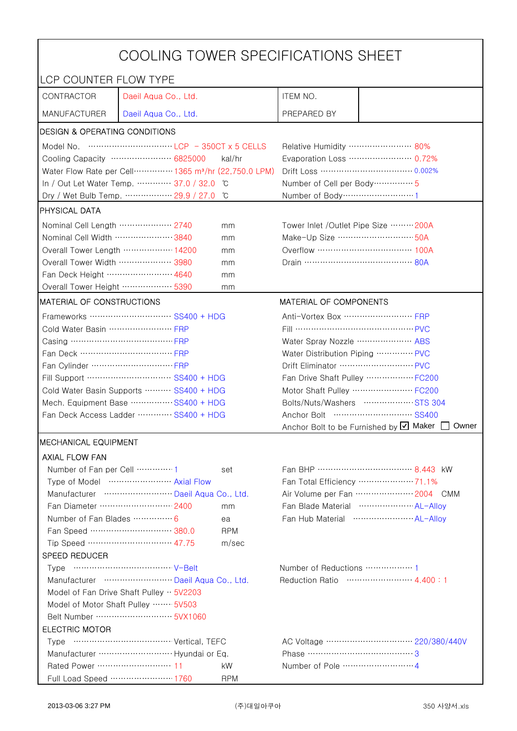# COOLING TOWER SPECIFICATIONS SHEET

## LCP COUNTER FLOW TYPE

| | | | |
|---|---|---|---|
| CONTRACTOR | Daeil Aqua Co., Ltd. | ITEM NO. | |
| MANUFACTURER | Daeil Aqua Co., Ltd. | PREPARED BY | |

### DESIGN & OPERATING CONDITIONS

| | | | |
|---|---|---|---|
| Model No. | LCP – 350CT x 5 CELLS | Relative Humidity | 80% |
| Cooling Capacity | 6825000 kal/hr | Evaporation Loss | 0.72% |
| Water Flow Rate per Cell | 1365 m³/hr (22,750.0 LPM) | Drift Loss | 0.002% |
| In / Out Let Water Temp. | 37.0 / 32.0 ℃ | Number of Cell per Body | 5 |
| Dry / Wet Bulb Temp. | 29.9 / 27.0 ℃ | Number of Body | 1 |

### PHYSICAL DATA

| | | | |
|---|---|---|---|
| Nominal Cell Length | 2740 mm | Tower Inlet /Outlet Pipe Size | 200A |
| Nominal Cell Width | 3840 mm | Make-Up Size | 50A |
| Overall Tower Length | 14200 mm | Overflow | 100A |
| Overall Tower Width | 3980 mm | Drain | 80A |
| Fan Deck Height | 4640 mm | | |
| Overall Tower Height | 5390 mm | | |

### MATERIAL OF CONSTRUCTIONS / MATERIAL OF COMPONENTS

| MATERIAL OF CONSTRUCTIONS | | MATERIAL OF COMPONENTS | |
|---|---|---|---|
| Frameworks | SS400 + HDG | Anti-Vortex Box | FRP |
| Cold Water Basin | FRP | Fill | PVC |
| Casing | FRP | Water Spray Nozzle | ABS |
| Fan Deck | FRP | Water Distribution Piping | PVC |
| Fan Cylinder | FRP | Drift Eliminator | PVC |
| Fill Support | SS400 + HDG | Fan Drive Shaft Pulley | FC200 |
| Cold Water Basin Supports | SS400 + HDG | Motor Shaft Pulley | FC200 |
| Mech. Equipment Base | SS400 + HDG | Bolts/Nuts/Washers | STS 304 |
| Fan Deck Access Ladder | SS400 + HDG | Anchor Bolt | SS400 |
| | | Anchor Bolt to be Furnished by | ☑ Maker ☐ Owner |

### MECHANICAL EQUIPMENT

#### AXIAL FLOW FAN

| | | | |
|---|---|---|---|
| Number of Fan per Cell | 1 set | Fan BHP | 8.443 kW |
| Type of Model | Axial Flow | Fan Total Efficiency | 71.1% |
| Manufacturer | Daeil Aqua Co., Ltd. | Air Volume per Fan | 2004 CMM |
| Fan Diameter | 2400 mm | Fan Blade Material | AL-Alloy |
| Number of Fan Blades | 6 ea | Fan Hub Material | AL-Alloy |
| Fan Speed | 380.0 RPM | | |
| Tip Speed | 47.75 m/sec | | |

#### SPEED REDUCER

| | | | |
|---|---|---|---|
| Type | V-Belt | Number of Reductions | 1 |
| Manufacturer | Daeil Aqua Co., Ltd. | Reduction Ratio | 4.400 : 1 |
| Model of Fan Drive Shaft Pulley | 5V2203 | | |
| Model of Motor Shaft Pulley | 5V503 | | |
| Belt Number | 5VX1060 | | |

#### ELECTRIC MOTOR

| | | | |
|---|---|---|---|
| Type | Vertical, TEFC | AC Voltage | 220/380/440V |
| Manufacturer | Hyundai or Eq. | Phase | 3 |
| Rated Power | 11 kW | Number of Pole | 4 |
| Full Load Speed | 1760 RPM | | |

2013-03-06 3:27 PM (주)대일아쿠아 350 사양서.xls